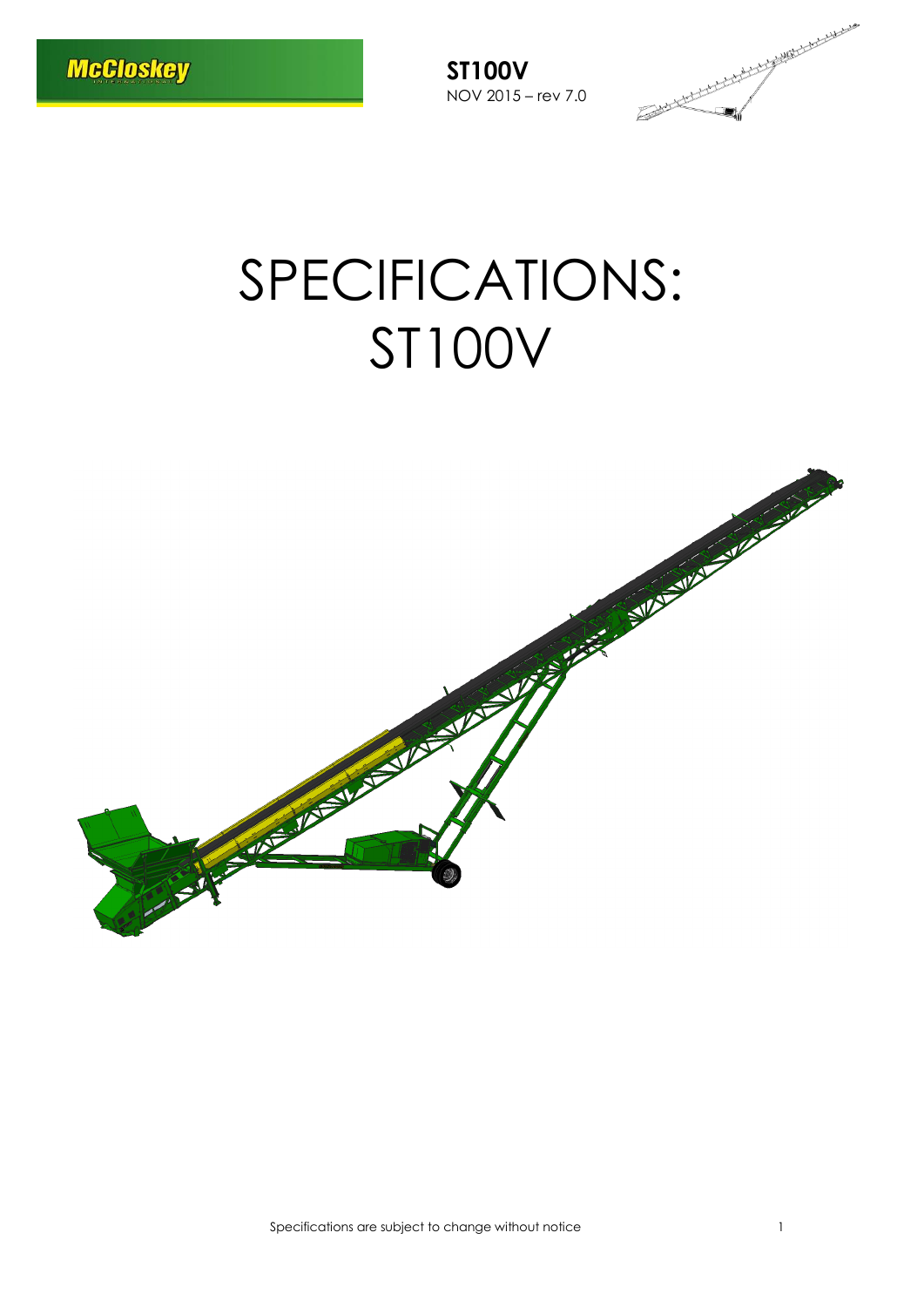**ST100V**
NOV 2015 – rev 7.0

# SPECIFICATIONS: ST100V

Specifications are subject to change without notice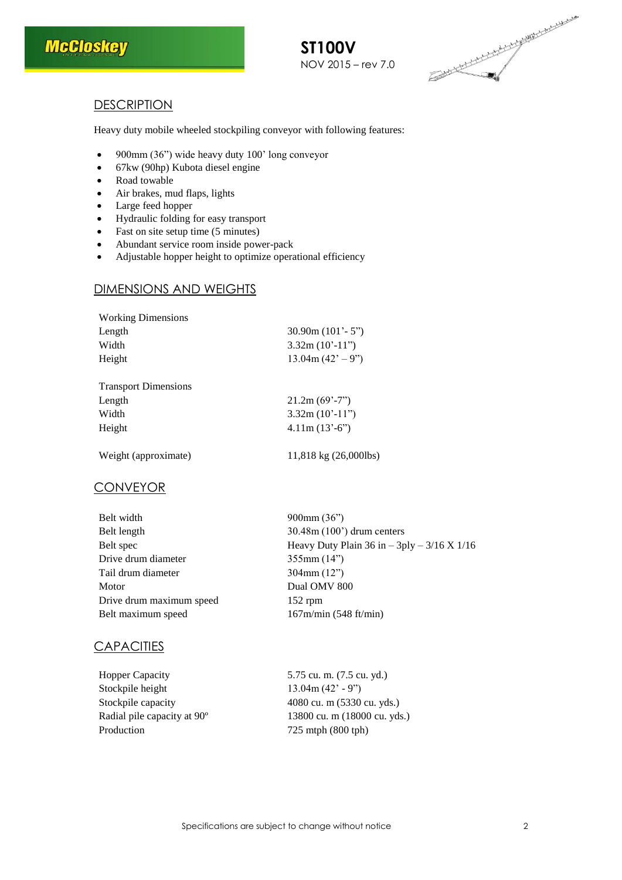# ST100V

NOV 2015 – rev 7.0

## DESCRIPTION

Heavy duty mobile wheeled stockpiling conveyor with following features:

- 900mm (36") wide heavy duty 100' long conveyor
- 67kw (90hp) Kubota diesel engine
- Road towable
- Air brakes, mud flaps, lights
- Large feed hopper
- Hydraulic folding for easy transport
- Fast on site setup time (5 minutes)
- Abundant service room inside power-pack
- Adjustable hopper height to optimize operational efficiency

## DIMENSIONS AND WEIGHTS

| | |
|---|---|
| Working Dimensions | |
| Length | 30.90m (101'- 5") |
| Width | 3.32m (10'-11") |
| Height | 13.04m (42' – 9") |
| | |
| Transport Dimensions | |
| Length | 21.2m (69'-7") |
| Width | 3.32m (10'-11") |
| Height | 4.11m (13'-6") |
| | |
| Weight (approximate) | 11,818 kg (26,000lbs) |

## CONVEYOR

| | |
|---|---|
| Belt width | 900mm (36") |
| Belt length | 30.48m (100') drum centers |
| Belt spec | Heavy Duty Plain 36 in – 3ply – 3/16 X 1/16 |
| Drive drum diameter | 355mm (14") |
| Tail drum diameter | 304mm (12") |
| Motor | Dual OMV 800 |
| Drive drum maximum speed | 152 rpm |
| Belt maximum speed | 167m/min (548 ft/min) |

## CAPACITIES

| | |
|---|---|
| Hopper Capacity | 5.75 cu. m. (7.5 cu. yd.) |
| Stockpile height | 13.04m (42' - 9") |
| Stockpile capacity | 4080 cu. m (5330 cu. yds.) |
| Radial pile capacity at 90º | 13800 cu. m (18000 cu. yds.) |
| Production | 725 mtph (800 tph) |

Specifications are subject to change without notice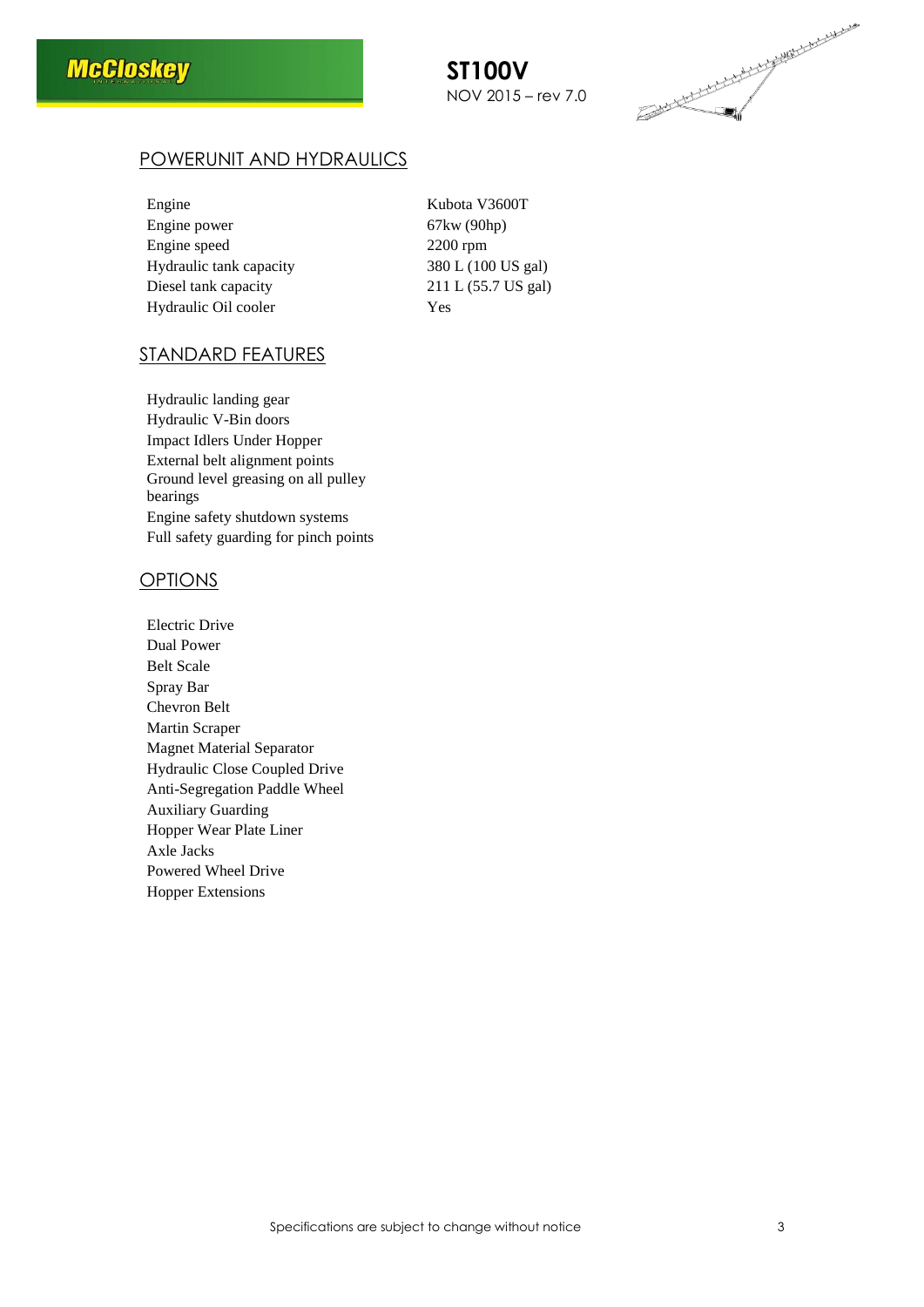# ST100V

NOV 2015 – rev 7.0

## POWERUNIT AND HYDRAULICS

| | |
|---|---|
| Engine | Kubota V3600T |
| Engine power | 67kw (90hp) |
| Engine speed | 2200 rpm |
| Hydraulic tank capacity | 380 L (100 US gal) |
| Diesel tank capacity | 211 L (55.7 US gal) |
| Hydraulic Oil cooler | Yes |

## STANDARD FEATURES

- Hydraulic landing gear
- Hydraulic V-Bin doors
- Impact Idlers Under Hopper
- External belt alignment points
- Ground level greasing on all pulley bearings
- Engine safety shutdown systems
- Full safety guarding for pinch points

## OPTIONS

- Electric Drive
- Dual Power
- Belt Scale
- Spray Bar
- Chevron Belt
- Martin Scraper
- Magnet Material Separator
- Hydraulic Close Coupled Drive
- Anti-Segregation Paddle Wheel
- Auxiliary Guarding
- Hopper Wear Plate Liner
- Axle Jacks
- Powered Wheel Drive
- Hopper Extensions

Specifications are subject to change without notice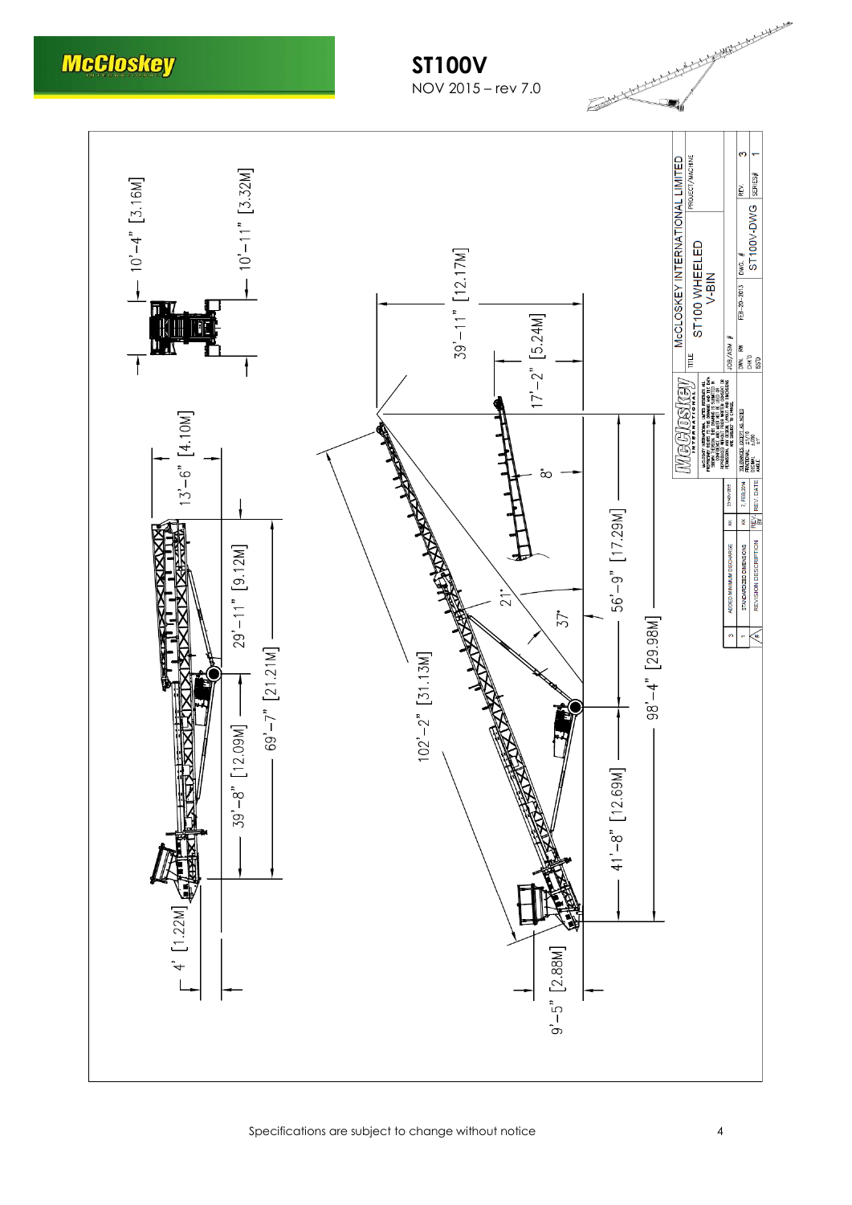# ST100V

NOV 2015 – rev 7.0

10'-4" [3.16M]

10'-11" [3.32M]

13'-6" [4.10M]

29'-11" [9.12M]

39'-8" [12.09M]

69'-7" [21.21M]

4' [1.22M]

39'-11" [12.17M]

17'-2" [5.24M]

8°

21°

37°

102'-2" [31.13M]

56'-9" [17.29M]

41'-8" [12.69M]

98'-4" [29.98M]

9'-5" [2.88M]

McCLOSKEY INTERNATIONAL LIMITED

TITLE: ST100 WHEELED V-BIN

DWG. #: ST100V-DWG

REV.: 3

SERIES#: 1

| # | REVISION DESCRIPTION | BY | REV. DATE |
|---|---|---|---|
| 3 | ADDED MINIMUM DISCHARGE | KK | 27-NOV-2015 |
| 1 | STANDARDIZED DIMENSIONS | KK | 7-FEB-2014 |

Specifications are subject to change without notice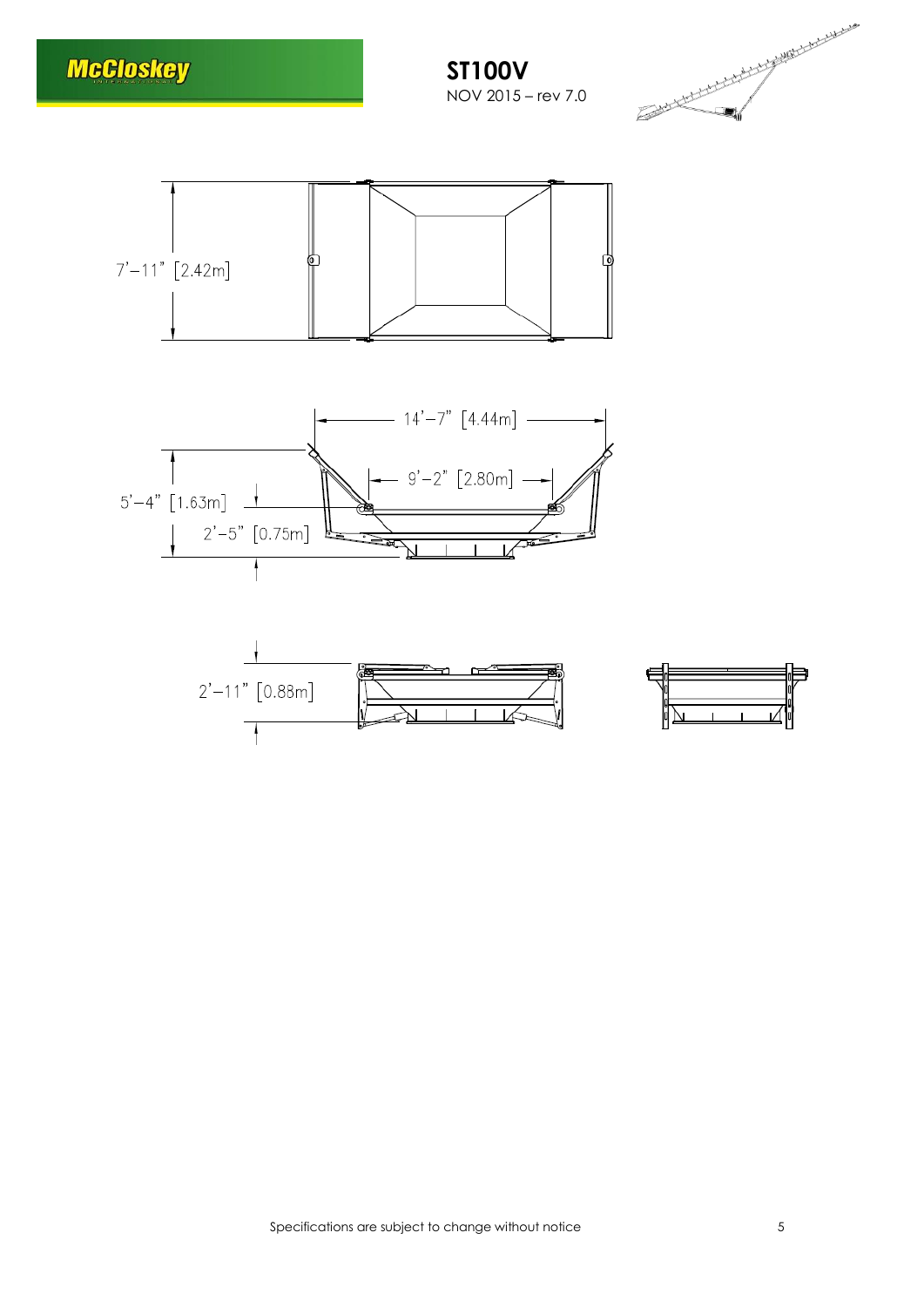7'–11" [2.42m]

14'–7" [4.44m]

9'–2" [2.80m]

5'–4" [1.63m]

2'–5" [0.75m]

2'–11" [0.88m]

Specifications are subject to change without notice